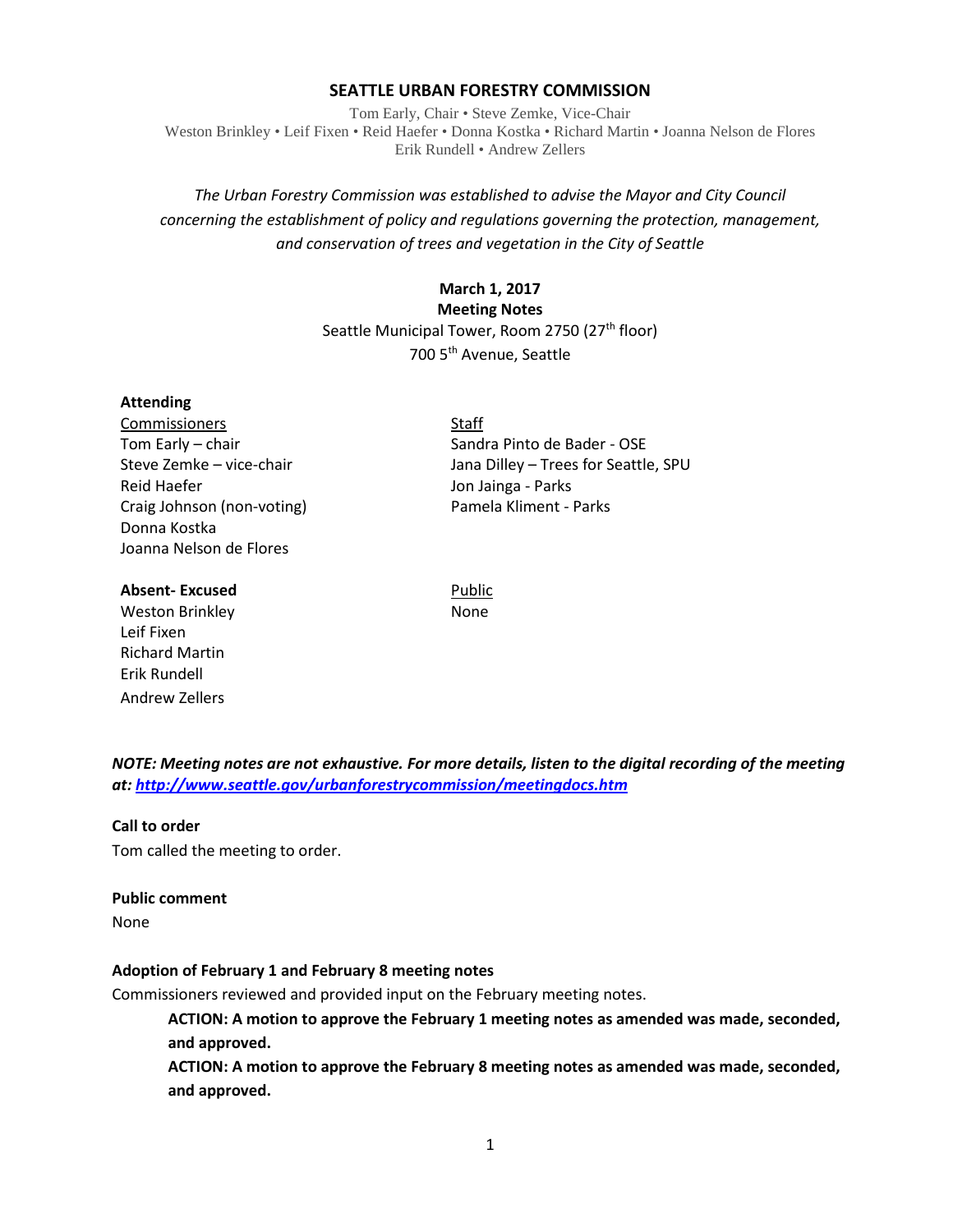# SEATTLE URBAN FORESTRY COMMISSION

Tom Early, Chair • Steve Zemke, Vice-Chair
Weston Brinkley • Leif Fixen • Reid Haefer • Donna Kostka • Richard Martin • Joanna Nelson de Flores
Erik Rundell • Andrew Zellers

*The Urban Forestry Commission was established to advise the Mayor and City Council concerning the establishment of policy and regulations governing the protection, management, and conservation of trees and vegetation in the City of Seattle*

**March 1, 2017**
**Meeting Notes**
Seattle Municipal Tower, Room 2750 (27th floor)
700 5th Avenue, Seattle

**Attending**

Commissioners
Tom Early – chair
Steve Zemke – vice-chair
Reid Haefer
Craig Johnson (non-voting)
Donna Kostka
Joanna Nelson de Flores

Staff
Sandra Pinto de Bader - OSE
Jana Dilley – Trees for Seattle, SPU
Jon Jainga - Parks
Pamela Kliment - Parks

**Absent- Excused**
Weston Brinkley
Leif Fixen
Richard Martin
Erik Rundell
Andrew Zellers

Public
None

***NOTE: Meeting notes are not exhaustive. For more details, listen to the digital recording of the meeting at: http://www.seattle.gov/urbanforestrycommission/meetingdocs.htm***

**Call to order**
Tom called the meeting to order.

**Public comment**
None

**Adoption of February 1 and February 8 meeting notes**
Commissioners reviewed and provided input on the February meeting notes.

> **ACTION: A motion to approve the February 1 meeting notes as amended was made, seconded, and approved.**
>
> **ACTION: A motion to approve the February 8 meeting notes as amended was made, seconded, and approved.**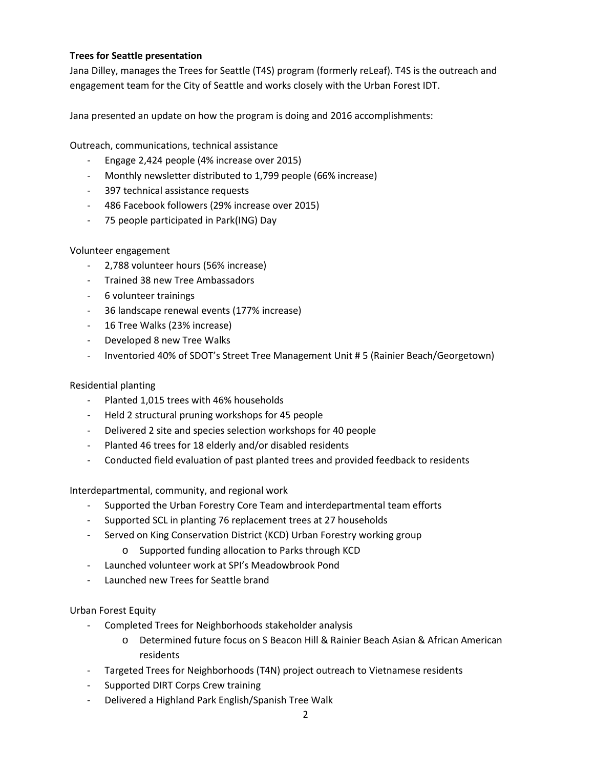**Trees for Seattle presentation**

Jana Dilley, manages the Trees for Seattle (T4S) program (formerly reLeaf). T4S is the outreach and engagement team for the City of Seattle and works closely with the Urban Forest IDT.

Jana presented an update on how the program is doing and 2016 accomplishments:

Outreach, communications, technical assistance

- Engage 2,424 people (4% increase over 2015)
- Monthly newsletter distributed to 1,799 people (66% increase)
- 397 technical assistance requests
- 486 Facebook followers (29% increase over 2015)
- 75 people participated in Park(ING) Day

Volunteer engagement

- 2,788 volunteer hours (56% increase)
- Trained 38 new Tree Ambassadors
- 6 volunteer trainings
- 36 landscape renewal events (177% increase)
- 16 Tree Walks (23% increase)
- Developed 8 new Tree Walks
- Inventoried 40% of SDOT's Street Tree Management Unit # 5 (Rainier Beach/Georgetown)

Residential planting

- Planted 1,015 trees with 46% households
- Held 2 structural pruning workshops for 45 people
- Delivered 2 site and species selection workshops for 40 people
- Planted 46 trees for 18 elderly and/or disabled residents
- Conducted field evaluation of past planted trees and provided feedback to residents

Interdepartmental, community, and regional work

- Supported the Urban Forestry Core Team and interdepartmental team efforts
- Supported SCL in planting 76 replacement trees at 27 households
- Served on King Conservation District (KCD) Urban Forestry working group
    - Supported funding allocation to Parks through KCD
- Launched volunteer work at SPI's Meadowbrook Pond
- Launched new Trees for Seattle brand

Urban Forest Equity

- Completed Trees for Neighborhoods stakeholder analysis
    - Determined future focus on S Beacon Hill & Rainier Beach Asian & African American residents
- Targeted Trees for Neighborhoods (T4N) project outreach to Vietnamese residents
- Supported DIRT Corps Crew training
- Delivered a Highland Park English/Spanish Tree Walk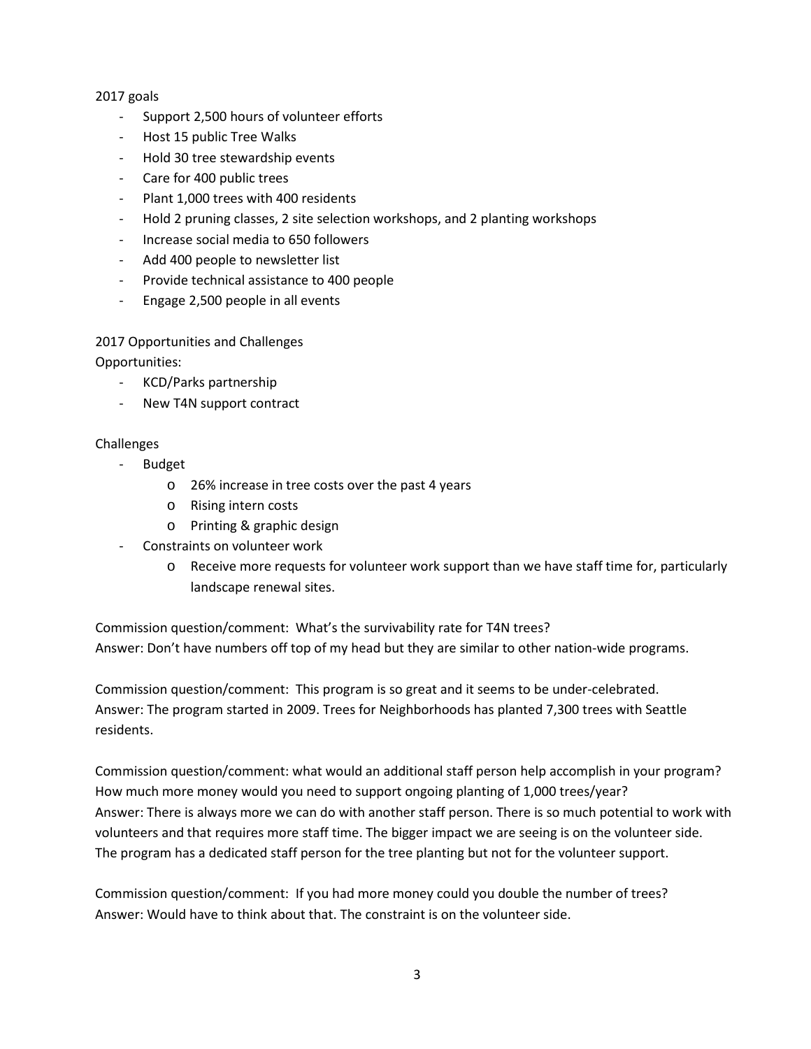2017 goals

- Support 2,500 hours of volunteer efforts
- Host 15 public Tree Walks
- Hold 30 tree stewardship events
- Care for 400 public trees
- Plant 1,000 trees with 400 residents
- Hold 2 pruning classes, 2 site selection workshops, and 2 planting workshops
- Increase social media to 650 followers
- Add 400 people to newsletter list
- Provide technical assistance to 400 people
- Engage 2,500 people in all events

2017 Opportunities and Challenges

Opportunities:

- KCD/Parks partnership
- New T4N support contract

Challenges

- Budget
  - 26% increase in tree costs over the past 4 years
  - Rising intern costs
  - Printing & graphic design
- Constraints on volunteer work
  - Receive more requests for volunteer work support than we have staff time for, particularly landscape renewal sites.

Commission question/comment: What's the survivability rate for T4N trees?
Answer: Don't have numbers off top of my head but they are similar to other nation-wide programs.

Commission question/comment: This program is so great and it seems to be under-celebrated.
Answer: The program started in 2009. Trees for Neighborhoods has planted 7,300 trees with Seattle residents.

Commission question/comment: what would an additional staff person help accomplish in your program? How much more money would you need to support ongoing planting of 1,000 trees/year?
Answer: There is always more we can do with another staff person. There is so much potential to work with volunteers and that requires more staff time. The bigger impact we are seeing is on the volunteer side. The program has a dedicated staff person for the tree planting but not for the volunteer support.

Commission question/comment: If you had more money could you double the number of trees?
Answer: Would have to think about that. The constraint is on the volunteer side.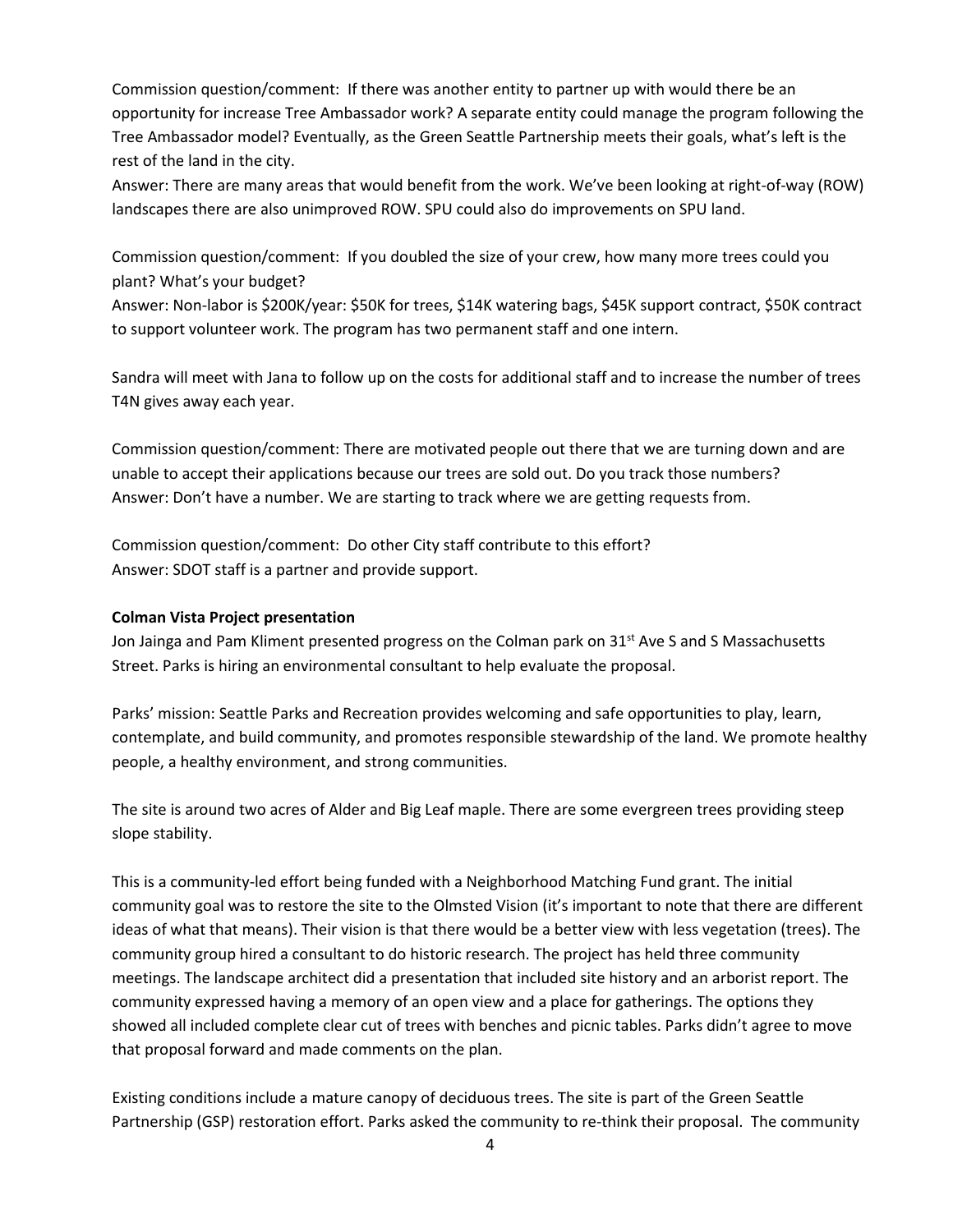Commission question/comment: If there was another entity to partner up with would there be an opportunity for increase Tree Ambassador work? A separate entity could manage the program following the Tree Ambassador model? Eventually, as the Green Seattle Partnership meets their goals, what's left is the rest of the land in the city.
Answer: There are many areas that would benefit from the work. We've been looking at right-of-way (ROW) landscapes there are also unimproved ROW. SPU could also do improvements on SPU land.

Commission question/comment: If you doubled the size of your crew, how many more trees could you plant? What's your budget?
Answer: Non-labor is $200K/year: $50K for trees, $14K watering bags, $45K support contract, $50K contract to support volunteer work. The program has two permanent staff and one intern.

Sandra will meet with Jana to follow up on the costs for additional staff and to increase the number of trees T4N gives away each year.

Commission question/comment: There are motivated people out there that we are turning down and are unable to accept their applications because our trees are sold out. Do you track those numbers?
Answer: Don't have a number. We are starting to track where we are getting requests from.

Commission question/comment: Do other City staff contribute to this effort?
Answer: SDOT staff is a partner and provide support.

**Colman Vista Project presentation**

Jon Jainga and Pam Kliment presented progress on the Colman park on 31st Ave S and S Massachusetts Street. Parks is hiring an environmental consultant to help evaluate the proposal.

Parks' mission: Seattle Parks and Recreation provides welcoming and safe opportunities to play, learn, contemplate, and build community, and promotes responsible stewardship of the land. We promote healthy people, a healthy environment, and strong communities.

The site is around two acres of Alder and Big Leaf maple. There are some evergreen trees providing steep slope stability.

This is a community-led effort being funded with a Neighborhood Matching Fund grant. The initial community goal was to restore the site to the Olmsted Vision (it's important to note that there are different ideas of what that means). Their vision is that there would be a better view with less vegetation (trees). The community group hired a consultant to do historic research. The project has held three community meetings. The landscape architect did a presentation that included site history and an arborist report. The community expressed having a memory of an open view and a place for gatherings. The options they showed all included complete clear cut of trees with benches and picnic tables. Parks didn't agree to move that proposal forward and made comments on the plan.

Existing conditions include a mature canopy of deciduous trees. The site is part of the Green Seattle Partnership (GSP) restoration effort. Parks asked the community to re-think their proposal. The community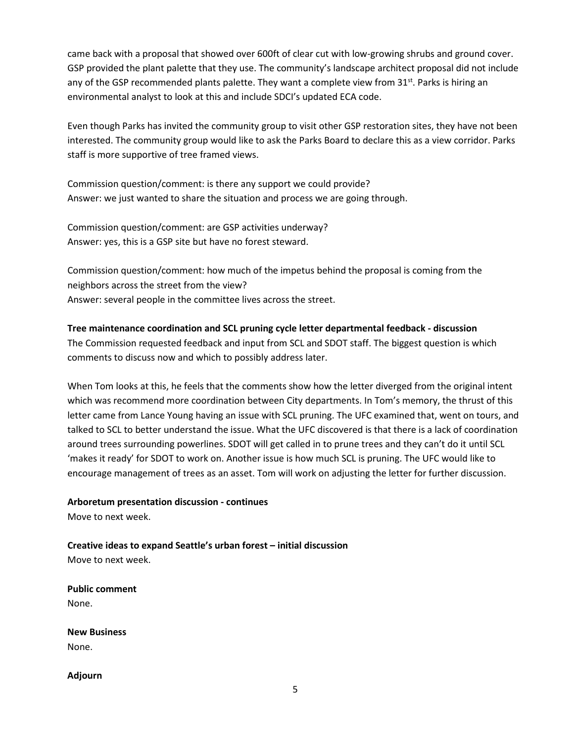came back with a proposal that showed over 600ft of clear cut with low-growing shrubs and ground cover. GSP provided the plant palette that they use. The community's landscape architect proposal did not include any of the GSP recommended plants palette. They want a complete view from 31st. Parks is hiring an environmental analyst to look at this and include SDCI's updated ECA code.

Even though Parks has invited the community group to visit other GSP restoration sites, they have not been interested. The community group would like to ask the Parks Board to declare this as a view corridor. Parks staff is more supportive of tree framed views.

Commission question/comment: is there any support we could provide?
Answer: we just wanted to share the situation and process we are going through.

Commission question/comment: are GSP activities underway?
Answer: yes, this is a GSP site but have no forest steward.

Commission question/comment: how much of the impetus behind the proposal is coming from the neighbors across the street from the view?
Answer: several people in the committee lives across the street.

**Tree maintenance coordination and SCL pruning cycle letter departmental feedback - discussion**
The Commission requested feedback and input from SCL and SDOT staff. The biggest question is which comments to discuss now and which to possibly address later.

When Tom looks at this, he feels that the comments show how the letter diverged from the original intent which was recommend more coordination between City departments. In Tom's memory, the thrust of this letter came from Lance Young having an issue with SCL pruning. The UFC examined that, went on tours, and talked to SCL to better understand the issue. What the UFC discovered is that there is a lack of coordination around trees surrounding powerlines. SDOT will get called in to prune trees and they can't do it until SCL 'makes it ready' for SDOT to work on. Another issue is how much SCL is pruning. The UFC would like to encourage management of trees as an asset. Tom will work on adjusting the letter for further discussion.

**Arboretum presentation discussion - continues**
Move to next week.

**Creative ideas to expand Seattle's urban forest – initial discussion**
Move to next week.

**Public comment**
None.

**New Business**
None.

**Adjourn**